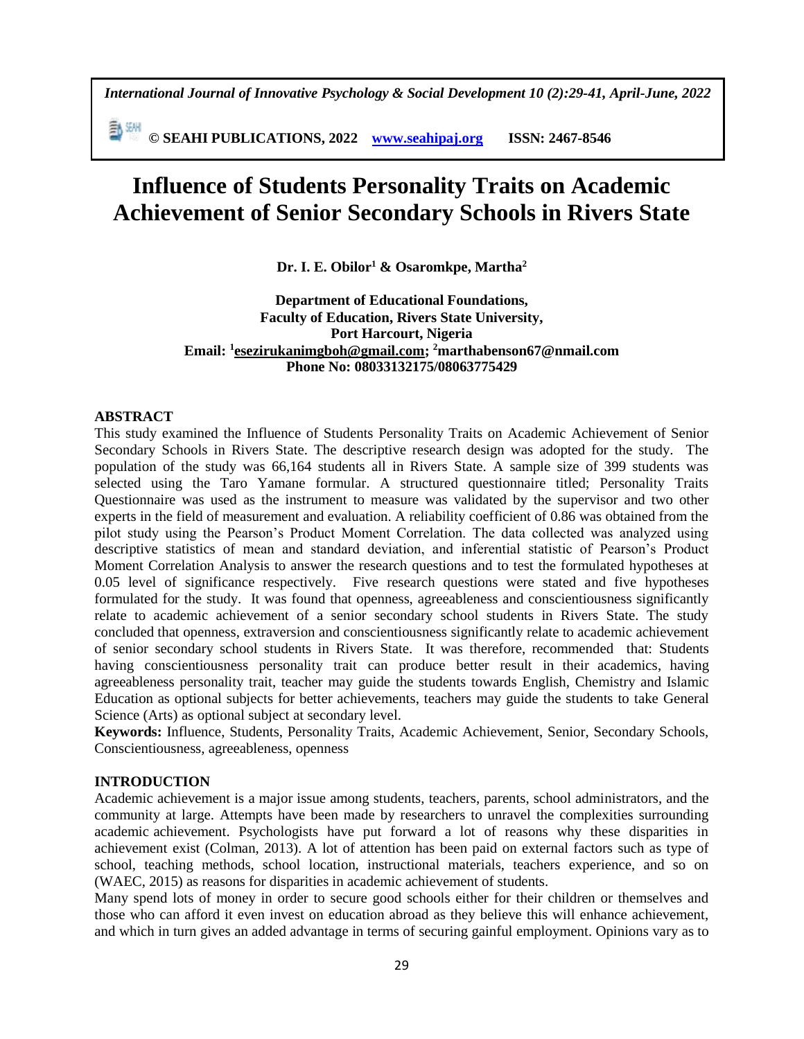# Influence of Students Personality Traits on Academic Achievement of Senior Secondary Schools in Rivers State

**Dr. I. E. Obilor[1] & Osaromkpe, Martha[2]**

**Department of Educational Foundations,**
**Faculty of Education, Rivers State University,**
**Port Harcourt, Nigeria**
**Email: [1]esezirukanimgboh@gmail.com; [2]marthabenson67@nmail.com**
**Phone No: 08033132175/08063775429**

## ABSTRACT

This study examined the Influence of Students Personality Traits on Academic Achievement of Senior Secondary Schools in Rivers State. The descriptive research design was adopted for the study. The population of the study was 66,164 students all in Rivers State. A sample size of 399 students was selected using the Taro Yamane formular. A structured questionnaire titled; Personality Traits Questionnaire was used as the instrument to measure was validated by the supervisor and two other experts in the field of measurement and evaluation. A reliability coefficient of 0.86 was obtained from the pilot study using the Pearson's Product Moment Correlation. The data collected was analyzed using descriptive statistics of mean and standard deviation, and inferential statistic of Pearson's Product Moment Correlation Analysis to answer the research questions and to test the formulated hypotheses at 0.05 level of significance respectively. Five research questions were stated and five hypotheses formulated for the study. It was found that openness, agreeableness and conscientiousness significantly relate to academic achievement of a senior secondary school students in Rivers State. The study concluded that openness, extraversion and conscientiousness significantly relate to academic achievement of senior secondary school students in Rivers State. It was therefore, recommended that: Students having conscientiousness personality trait can produce better result in their academics, having agreeableness personality trait, teacher may guide the students towards English, Chemistry and Islamic Education as optional subjects for better achievements, teachers may guide the students to take General Science (Arts) as optional subject at secondary level.

**Keywords:** Influence, Students, Personality Traits, Academic Achievement, Senior, Secondary Schools, Conscientiousness, agreeableness, openness

## INTRODUCTION

Academic achievement is a major issue among students, teachers, parents, school administrators, and the community at large. Attempts have been made by researchers to unravel the complexities surrounding academic achievement. Psychologists have put forward a lot of reasons why these disparities in achievement exist (Colman, 2013). A lot of attention has been paid on external factors such as type of school, teaching methods, school location, instructional materials, teachers experience, and so on (WAEC, 2015) as reasons for disparities in academic achievement of students.

Many spend lots of money in order to secure good schools either for their children or themselves and those who can afford it even invest on education abroad as they believe this will enhance achievement, and which in turn gives an added advantage in terms of securing gainful employment. Opinions vary as to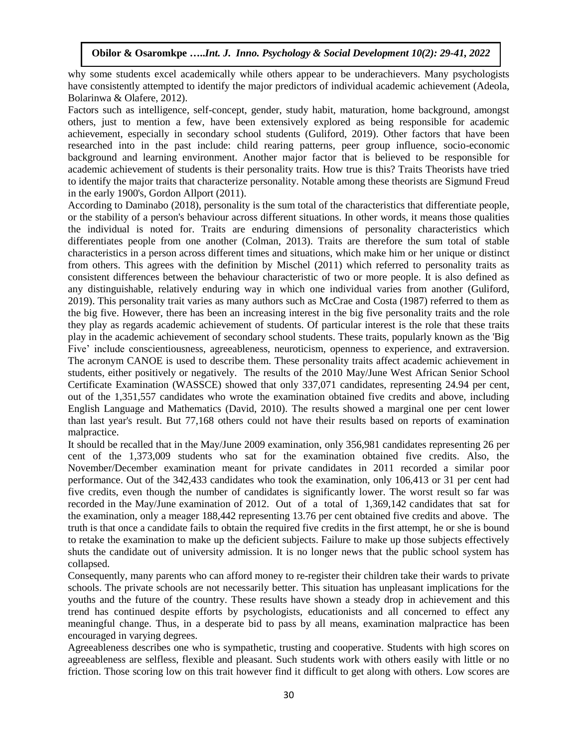why some students excel academically while others appear to be underachievers. Many psychologists have consistently attempted to identify the major predictors of individual academic achievement (Adeola, Bolarinwa & Olafere, 2012).

Factors such as intelligence, self-concept, gender, study habit, maturation, home background, amongst others, just to mention a few, have been extensively explored as being responsible for academic achievement, especially in secondary school students (Guliford, 2019). Other factors that have been researched into in the past include: child rearing patterns, peer group influence, socio-economic background and learning environment. Another major factor that is believed to be responsible for academic achievement of students is their personality traits. How true is this? Traits Theorists have tried to identify the major traits that characterize personality. Notable among these theorists are Sigmund Freud in the early 1900's, Gordon Allport (2011).

According to Daminabo (2018), personality is the sum total of the characteristics that differentiate people, or the stability of a person's behaviour across different situations. In other words, it means those qualities the individual is noted for. Traits are enduring dimensions of personality characteristics which differentiates people from one another (Colman, 2013). Traits are therefore the sum total of stable characteristics in a person across different times and situations, which make him or her unique or distinct from others. This agrees with the definition by Mischel (2011) which referred to personality traits as consistent differences between the behaviour characteristic of two or more people. It is also defined as any distinguishable, relatively enduring way in which one individual varies from another (Guliford, 2019). This personality trait varies as many authors such as McCrae and Costa (1987) referred to them as the big five. However, there has been an increasing interest in the big five personality traits and the role they play as regards academic achievement of students. Of particular interest is the role that these traits play in the academic achievement of secondary school students. These traits, popularly known as the 'Big Five' include conscientiousness, agreeableness, neuroticism, openness to experience, and extraversion. The acronym CANOE is used to describe them. These personality traits affect academic achievement in students, either positively or negatively. The results of the 2010 May/June West African Senior School Certificate Examination (WASSCE) showed that only 337,071 candidates, representing 24.94 per cent, out of the 1,351,557 candidates who wrote the examination obtained five credits and above, including English Language and Mathematics (David, 2010). The results showed a marginal one per cent lower than last year's result. But 77,168 others could not have their results based on reports of examination malpractice.

It should be recalled that in the May/June 2009 examination, only 356,981 candidates representing 26 per cent of the 1,373,009 students who sat for the examination obtained five credits. Also, the November/December examination meant for private candidates in 2011 recorded a similar poor performance. Out of the 342,433 candidates who took the examination, only 106,413 or 31 per cent had five credits, even though the number of candidates is significantly lower. The worst result so far was recorded in the May/June examination of 2012. Out of a total of 1,369,142 candidates that sat for the examination, only a meager 188,442 representing 13.76 per cent obtained five credits and above. The truth is that once a candidate fails to obtain the required five credits in the first attempt, he or she is bound to retake the examination to make up the deficient subjects. Failure to make up those subjects effectively shuts the candidate out of university admission. It is no longer news that the public school system has collapsed.

Consequently, many parents who can afford money to re-register their children take their wards to private schools. The private schools are not necessarily better. This situation has unpleasant implications for the youths and the future of the country. These results have shown a steady drop in achievement and this trend has continued despite efforts by psychologists, educationists and all concerned to effect any meaningful change. Thus, in a desperate bid to pass by all means, examination malpractice has been encouraged in varying degrees.

Agreeableness describes one who is sympathetic, trusting and cooperative. Students with high scores on agreeableness are selfless, flexible and pleasant. Such students work with others easily with little or no friction. Those scoring low on this trait however find it difficult to get along with others. Low scores are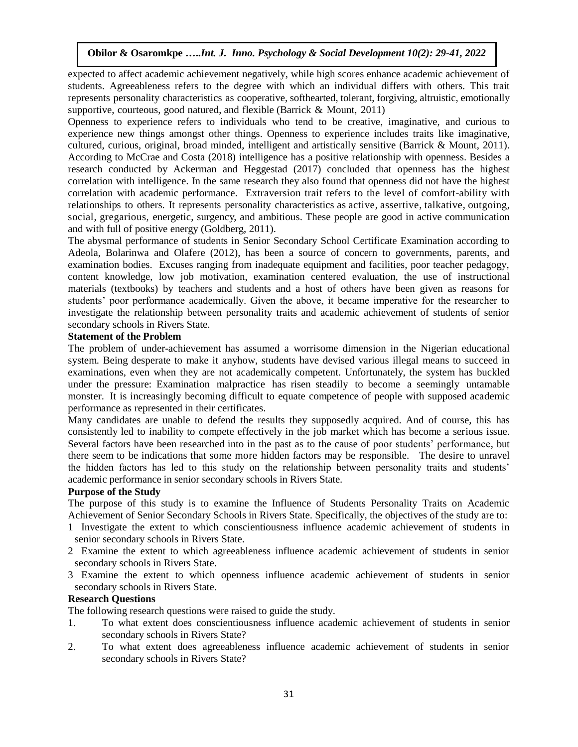expected to affect academic achievement negatively, while high scores enhance academic achievement of students. Agreeableness refers to the degree with which an individual differs with others. This trait represents personality characteristics as cooperative, softhearted, tolerant, forgiving, altruistic, emotionally supportive, courteous, good natured, and flexible (Barrick & Mount, 2011)

Openness to experience refers to individuals who tend to be creative, imaginative, and curious to experience new things amongst other things. Openness to experience includes traits like imaginative, cultured, curious, original, broad minded, intelligent and artistically sensitive (Barrick & Mount, 2011). According to McCrae and Costa (2018) intelligence has a positive relationship with openness. Besides a research conducted by Ackerman and Heggestad (2017) concluded that openness has the highest correlation with intelligence. In the same research they also found that openness did not have the highest correlation with academic performance. Extraversion trait refers to the level of comfort-ability with relationships to others. It represents personality characteristics as active, assertive, talkative, outgoing, social, gregarious, energetic, surgency, and ambitious. These people are good in active communication and with full of positive energy (Goldberg, 2011).

The abysmal performance of students in Senior Secondary School Certificate Examination according to Adeola, Bolarinwa and Olafere (2012), has been a source of concern to governments, parents, and examination bodies. Excuses ranging from inadequate equipment and facilities, poor teacher pedagogy, content knowledge, low job motivation, examination centered evaluation, the use of instructional materials (textbooks) by teachers and students and a host of others have been given as reasons for students' poor performance academically. Given the above, it became imperative for the researcher to investigate the relationship between personality traits and academic achievement of students of senior secondary schools in Rivers State.

## Statement of the Problem

The problem of under-achievement has assumed a worrisome dimension in the Nigerian educational system. Being desperate to make it anyhow, students have devised various illegal means to succeed in examinations, even when they are not academically competent. Unfortunately, the system has buckled under the pressure: Examination malpractice has risen steadily to become a seemingly untamable monster. It is increasingly becoming difficult to equate competence of people with supposed academic performance as represented in their certificates.

Many candidates are unable to defend the results they supposedly acquired. And of course, this has consistently led to inability to compete effectively in the job market which has become a serious issue. Several factors have been researched into in the past as to the cause of poor students' performance, but there seem to be indications that some more hidden factors may be responsible. The desire to unravel the hidden factors has led to this study on the relationship between personality traits and students' academic performance in senior secondary schools in Rivers State.

## Purpose of the Study

The purpose of this study is to examine the Influence of Students Personality Traits on Academic Achievement of Senior Secondary Schools in Rivers State. Specifically, the objectives of the study are to:

1 Investigate the extent to which conscientiousness influence academic achievement of students in senior secondary schools in Rivers State.

2 Examine the extent to which agreeableness influence academic achievement of students in senior secondary schools in Rivers State.

3 Examine the extent to which openness influence academic achievement of students in senior secondary schools in Rivers State.

## Research Questions

The following research questions were raised to guide the study.

1. To what extent does conscientiousness influence academic achievement of students in senior secondary schools in Rivers State?
2. To what extent does agreeableness influence academic achievement of students in senior secondary schools in Rivers State?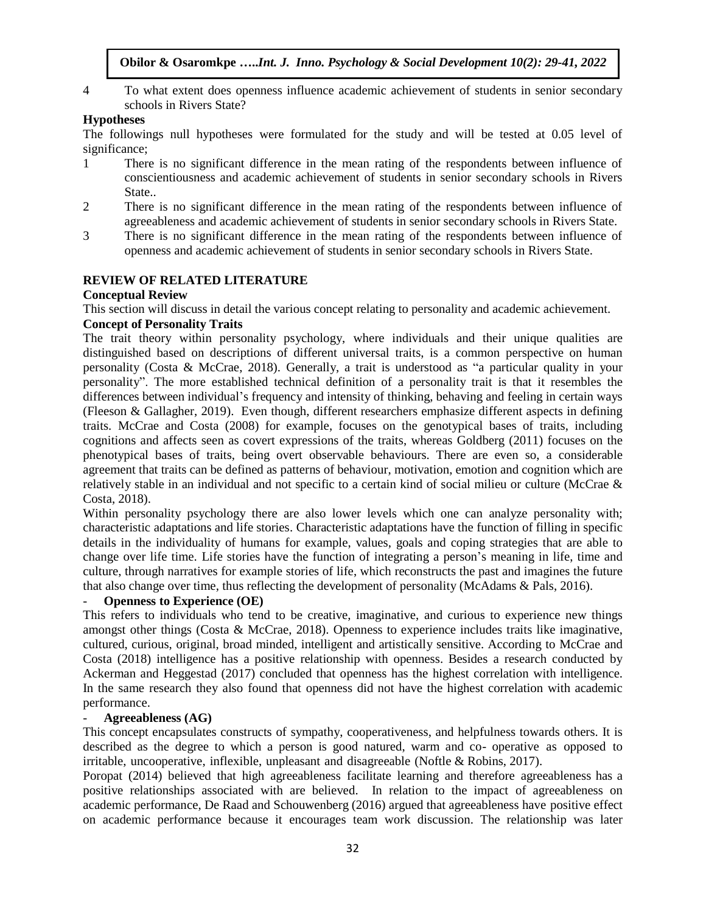4 To what extent does openness influence academic achievement of students in senior secondary schools in Rivers State?

**Hypotheses**

The followings null hypotheses were formulated for the study and will be tested at 0.05 level of significance;

1 There is no significant difference in the mean rating of the respondents between influence of conscientiousness and academic achievement of students in senior secondary schools in Rivers State..

2 There is no significant difference in the mean rating of the respondents between influence of agreeableness and academic achievement of students in senior secondary schools in Rivers State.

3 There is no significant difference in the mean rating of the respondents between influence of openness and academic achievement of students in senior secondary schools in Rivers State.

## REVIEW OF RELATED LITERATURE

### Conceptual Review

This section will discuss in detail the various concept relating to personality and academic achievement.

### Concept of Personality Traits

The trait theory within personality psychology, where individuals and their unique qualities are distinguished based on descriptions of different universal traits, is a common perspective on human personality (Costa & McCrae, 2018). Generally, a trait is understood as "a particular quality in your personality". The more established technical definition of a personality trait is that it resembles the differences between individual's frequency and intensity of thinking, behaving and feeling in certain ways (Fleeson & Gallagher, 2019). Even though, different researchers emphasize different aspects in defining traits. McCrae and Costa (2008) for example, focuses on the genotypical bases of traits, including cognitions and affects seen as covert expressions of the traits, whereas Goldberg (2011) focuses on the phenotypical bases of traits, being overt observable behaviours. There are even so, a considerable agreement that traits can be defined as patterns of behaviour, motivation, emotion and cognition which are relatively stable in an individual and not specific to a certain kind of social milieu or culture (McCrae & Costa, 2018).

Within personality psychology there are also lower levels which one can analyze personality with; characteristic adaptations and life stories. Characteristic adaptations have the function of filling in specific details in the individuality of humans for example, values, goals and coping strategies that are able to change over life time. Life stories have the function of integrating a person's meaning in life, time and culture, through narratives for example stories of life, which reconstructs the past and imagines the future that also change over time, thus reflecting the development of personality (McAdams & Pals, 2016).

- **Openness to Experience (OE)**

This refers to individuals who tend to be creative, imaginative, and curious to experience new things amongst other things (Costa & McCrae, 2018). Openness to experience includes traits like imaginative, cultured, curious, original, broad minded, intelligent and artistically sensitive. According to McCrae and Costa (2018) intelligence has a positive relationship with openness. Besides a research conducted by Ackerman and Heggestad (2017) concluded that openness has the highest correlation with intelligence. In the same research they also found that openness did not have the highest correlation with academic performance.

- **Agreeableness (AG)**

This concept encapsulates constructs of sympathy, cooperativeness, and helpfulness towards others. It is described as the degree to which a person is good natured, warm and co- operative as opposed to irritable, uncooperative, inflexible, unpleasant and disagreeable (Noftle & Robins, 2017).

Poropat (2014) believed that high agreeableness facilitate learning and therefore agreeableness has a positive relationships associated with are believed. In relation to the impact of agreeableness on academic performance, De Raad and Schouwenberg (2016) argued that agreeableness have positive effect on academic performance because it encourages team work discussion. The relationship was later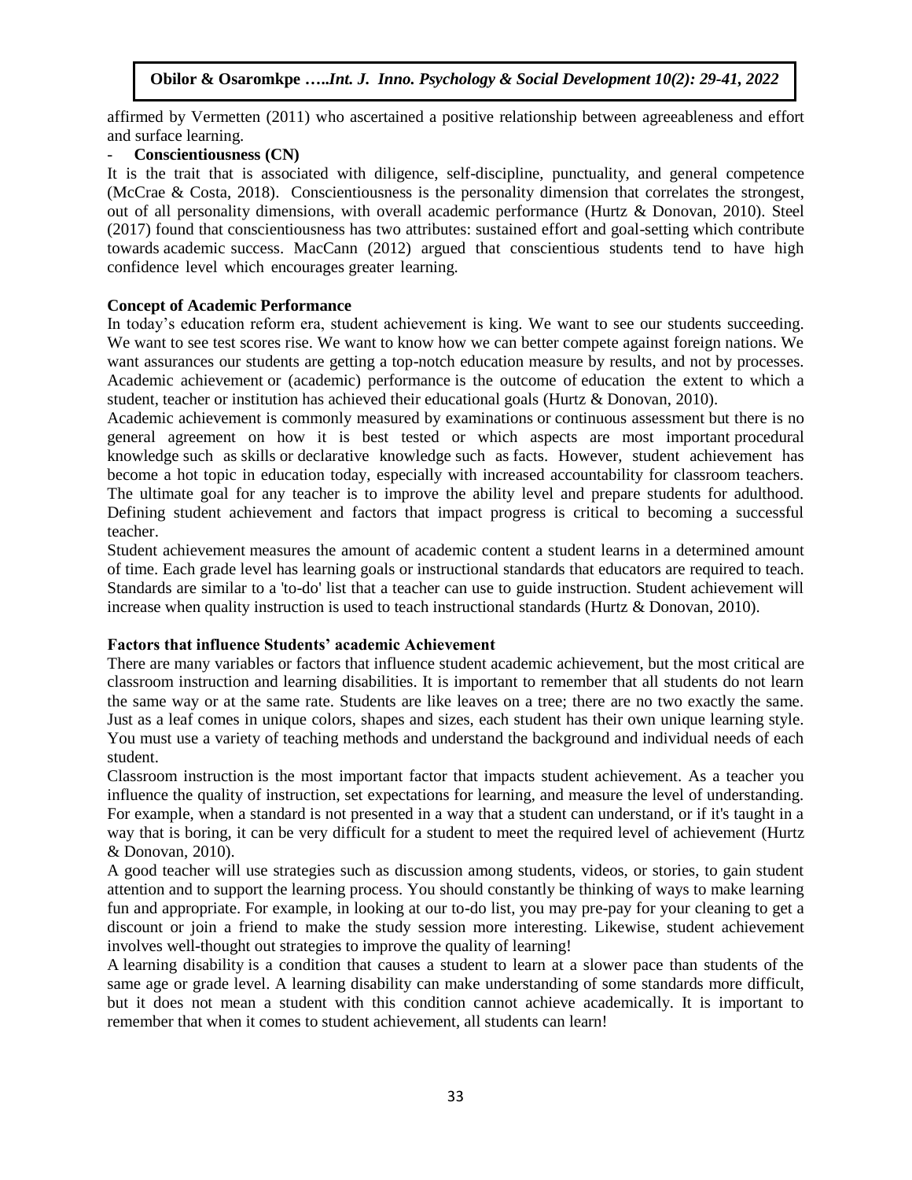affirmed by Vermetten (2011) who ascertained a positive relationship between agreeableness and effort and surface learning.

- **Conscientiousness (CN)**

It is the trait that is associated with diligence, self-discipline, punctuality, and general competence (McCrae & Costa, 2018). Conscientiousness is the personality dimension that correlates the strongest, out of all personality dimensions, with overall academic performance (Hurtz & Donovan, 2010). Steel (2017) found that conscientiousness has two attributes: sustained effort and goal-setting which contribute towards academic success. MacCann (2012) argued that conscientious students tend to have high confidence level which encourages greater learning.

**Concept of Academic Performance**

In today's education reform era, student achievement is king. We want to see our students succeeding. We want to see test scores rise. We want to know how we can better compete against foreign nations. We want assurances our students are getting a top-notch education measure by results, and not by processes. Academic achievement or (academic) performance is the outcome of education the extent to which a student, teacher or institution has achieved their educational goals (Hurtz & Donovan, 2010).

Academic achievement is commonly measured by examinations or continuous assessment but there is no general agreement on how it is best tested or which aspects are most important procedural knowledge such as skills or declarative knowledge such as facts. However, student achievement has become a hot topic in education today, especially with increased accountability for classroom teachers. The ultimate goal for any teacher is to improve the ability level and prepare students for adulthood. Defining student achievement and factors that impact progress is critical to becoming a successful teacher.

Student achievement measures the amount of academic content a student learns in a determined amount of time. Each grade level has learning goals or instructional standards that educators are required to teach. Standards are similar to a 'to-do' list that a teacher can use to guide instruction. Student achievement will increase when quality instruction is used to teach instructional standards (Hurtz & Donovan, 2010).

**Factors that influence Students' academic Achievement**

There are many variables or factors that influence student academic achievement, but the most critical are classroom instruction and learning disabilities. It is important to remember that all students do not learn the same way or at the same rate. Students are like leaves on a tree; there are no two exactly the same. Just as a leaf comes in unique colors, shapes and sizes, each student has their own unique learning style. You must use a variety of teaching methods and understand the background and individual needs of each student.

Classroom instruction is the most important factor that impacts student achievement. As a teacher you influence the quality of instruction, set expectations for learning, and measure the level of understanding. For example, when a standard is not presented in a way that a student can understand, or if it's taught in a way that is boring, it can be very difficult for a student to meet the required level of achievement (Hurtz & Donovan, 2010).

A good teacher will use strategies such as discussion among students, videos, or stories, to gain student attention and to support the learning process. You should constantly be thinking of ways to make learning fun and appropriate. For example, in looking at our to-do list, you may pre-pay for your cleaning to get a discount or join a friend to make the study session more interesting. Likewise, student achievement involves well-thought out strategies to improve the quality of learning!

A learning disability is a condition that causes a student to learn at a slower pace than students of the same age or grade level. A learning disability can make understanding of some standards more difficult, but it does not mean a student with this condition cannot achieve academically. It is important to remember that when it comes to student achievement, all students can learn!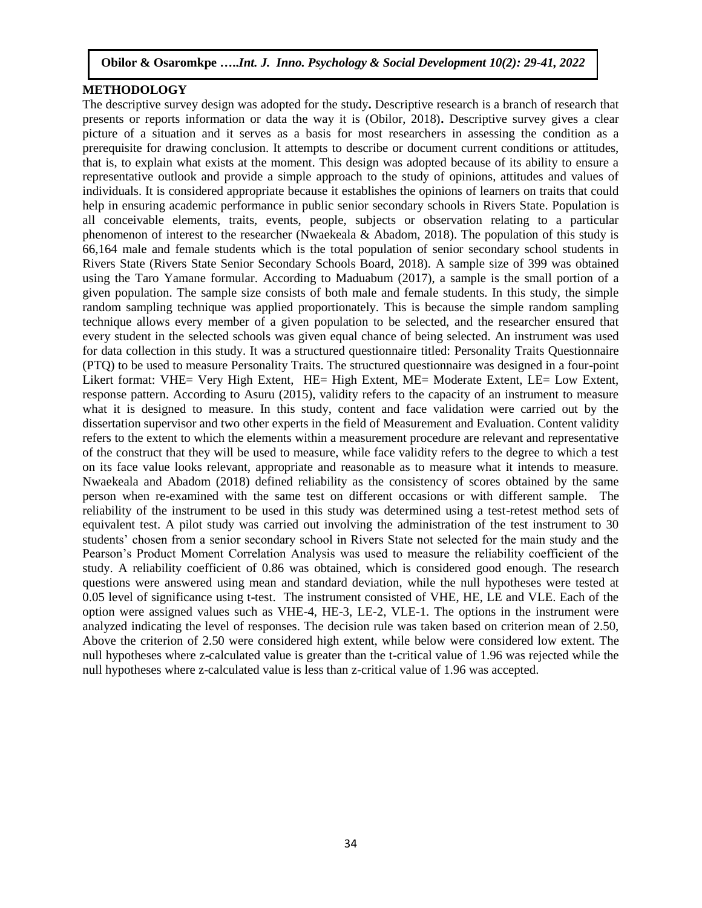## METHODOLOGY

The descriptive survey design was adopted for the study**.** Descriptive research is a branch of research that presents or reports information or data the way it is (Obilor, 2018)**.** Descriptive survey gives a clear picture of a situation and it serves as a basis for most researchers in assessing the condition as a prerequisite for drawing conclusion. It attempts to describe or document current conditions or attitudes, that is, to explain what exists at the moment. This design was adopted because of its ability to ensure a representative outlook and provide a simple approach to the study of opinions, attitudes and values of individuals. It is considered appropriate because it establishes the opinions of learners on traits that could help in ensuring academic performance in public senior secondary schools in Rivers State. Population is all conceivable elements, traits, events, people, subjects or observation relating to a particular phenomenon of interest to the researcher (Nwaekeala & Abadom, 2018). The population of this study is 66,164 male and female students which is the total population of senior secondary school students in Rivers State (Rivers State Senior Secondary Schools Board, 2018). A sample size of 399 was obtained using the Taro Yamane formular. According to Maduabum (2017), a sample is the small portion of a given population. The sample size consists of both male and female students. In this study, the simple random sampling technique was applied proportionately. This is because the simple random sampling technique allows every member of a given population to be selected, and the researcher ensured that every student in the selected schools was given equal chance of being selected. An instrument was used for data collection in this study. It was a structured questionnaire titled: Personality Traits Questionnaire (PTQ) to be used to measure Personality Traits. The structured questionnaire was designed in a four-point Likert format: VHE= Very High Extent, HE= High Extent, ME= Moderate Extent, LE= Low Extent, response pattern. According to Asuru (2015), validity refers to the capacity of an instrument to measure what it is designed to measure. In this study, content and face validation were carried out by the dissertation supervisor and two other experts in the field of Measurement and Evaluation. Content validity refers to the extent to which the elements within a measurement procedure are relevant and representative of the construct that they will be used to measure, while face validity refers to the degree to which a test on its face value looks relevant, appropriate and reasonable as to measure what it intends to measure. Nwaekeala and Abadom (2018) defined reliability as the consistency of scores obtained by the same person when re-examined with the same test on different occasions or with different sample. The reliability of the instrument to be used in this study was determined using a test-retest method sets of equivalent test. A pilot study was carried out involving the administration of the test instrument to 30 students' chosen from a senior secondary school in Rivers State not selected for the main study and the Pearson's Product Moment Correlation Analysis was used to measure the reliability coefficient of the study. A reliability coefficient of 0.86 was obtained, which is considered good enough. The research questions were answered using mean and standard deviation, while the null hypotheses were tested at 0.05 level of significance using t-test. The instrument consisted of VHE, HE, LE and VLE. Each of the option were assigned values such as VHE-4, HE-3, LE-2, VLE-1. The options in the instrument were analyzed indicating the level of responses. The decision rule was taken based on criterion mean of 2.50, Above the criterion of 2.50 were considered high extent, while below were considered low extent. The null hypotheses where z-calculated value is greater than the t-critical value of 1.96 was rejected while the null hypotheses where z-calculated value is less than z-critical value of 1.96 was accepted.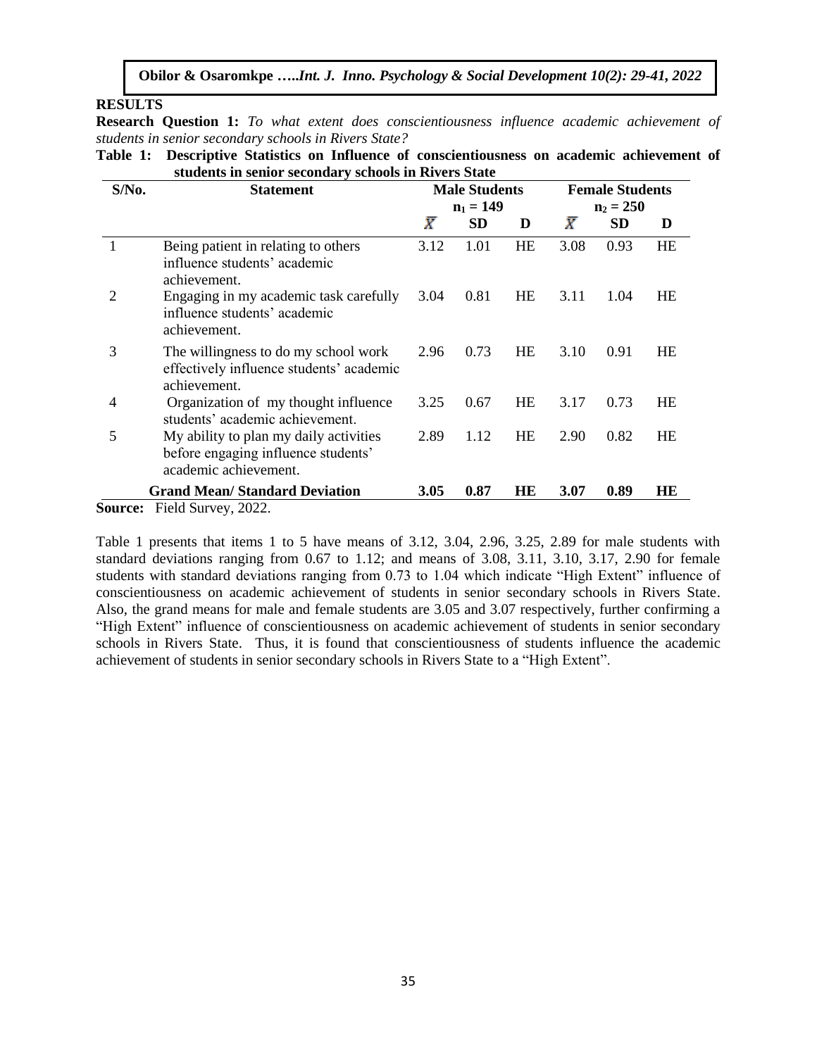## RESULTS

**Research Question 1:** *To what extent does conscientiousness influence academic achievement of students in senior secondary schools in Rivers State?*

**Table 1: Descriptive Statistics on Influence of conscientiousness on academic achievement of students in senior secondary schools in Rivers State**

| S/No. | Statement | Male Students $n_1 = 149$ | | | Female Students $n_2 = 250$ | | |
|---|---|---|---|---|---|---|---|
| | | $\bar{X}$ | SD | D | $\bar{X}$ | SD | D |
| 1 | Being patient in relating to others influence students' academic achievement. | 3.12 | 1.01 | HE | 3.08 | 0.93 | HE |
| 2 | Engaging in my academic task carefully influence students' academic achievement. | 3.04 | 0.81 | HE | 3.11 | 1.04 | HE |
| 3 | The willingness to do my school work effectively influence students' academic achievement. | 2.96 | 0.73 | HE | 3.10 | 0.91 | HE |
| 4 | Organization of my thought influence students' academic achievement. | 3.25 | 0.67 | HE | 3.17 | 0.73 | HE |
| 5 | My ability to plan my daily activities before engaging influence students' academic achievement. | 2.89 | 1.12 | HE | 2.90 | 0.82 | HE |
| | **Grand Mean/ Standard Deviation** | **3.05** | **0.87** | **HE** | **3.07** | **0.89** | **HE** |

**Source:** Field Survey, 2022.

Table 1 presents that items 1 to 5 have means of 3.12, 3.04, 2.96, 3.25, 2.89 for male students with standard deviations ranging from 0.67 to 1.12; and means of 3.08, 3.11, 3.10, 3.17, 2.90 for female students with standard deviations ranging from 0.73 to 1.04 which indicate "High Extent" influence of conscientiousness on academic achievement of students in senior secondary schools in Rivers State. Also, the grand means for male and female students are 3.05 and 3.07 respectively, further confirming a "High Extent" influence of conscientiousness on academic achievement of students in senior secondary schools in Rivers State. Thus, it is found that conscientiousness of students influence the academic achievement of students in senior secondary schools in Rivers State to a "High Extent".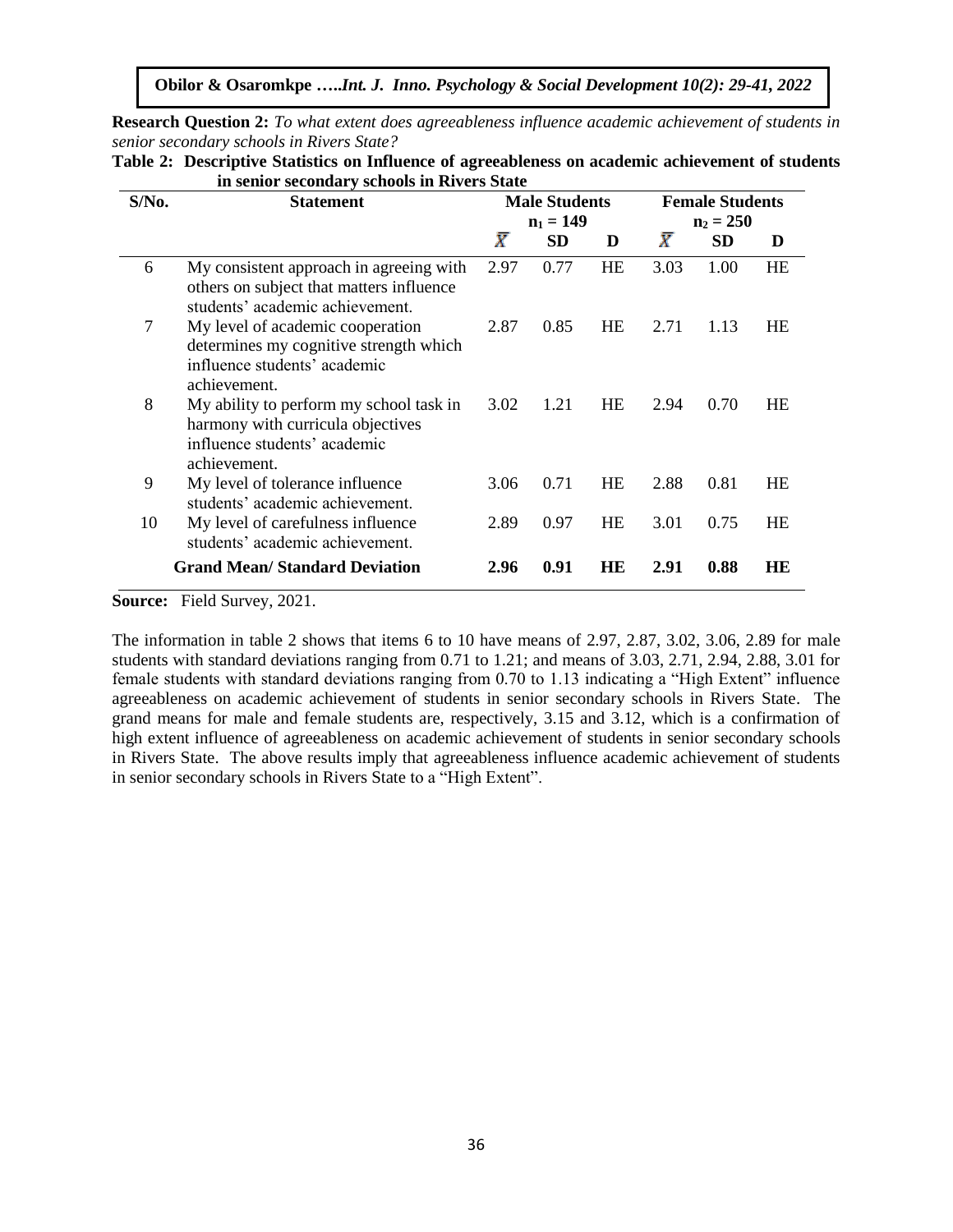**Research Question 2:** *To what extent does agreeableness influence academic achievement of students in senior secondary schools in Rivers State?*

**Table 2: Descriptive Statistics on Influence of agreeableness on academic achievement of students in senior secondary schools in Rivers State**

| S/No. | Statement | Male Students $n_1 = 149$ | | | Female Students $n_2 = 250$ | | |
|---|---|---|---|---|---|---|---|
| | | $\bar{X}$ | SD | D | $\bar{X}$ | SD | D |
| 6 | My consistent approach in agreeing with others on subject that matters influence students' academic achievement. | 2.97 | 0.77 | HE | 3.03 | 1.00 | HE |
| 7 | My level of academic cooperation determines my cognitive strength which influence students' academic achievement. | 2.87 | 0.85 | HE | 2.71 | 1.13 | HE |
| 8 | My ability to perform my school task in harmony with curricula objectives influence students' academic achievement. | 3.02 | 1.21 | HE | 2.94 | 0.70 | HE |
| 9 | My level of tolerance influence students' academic achievement. | 3.06 | 0.71 | HE | 2.88 | 0.81 | HE |
| 10 | My level of carefulness influence students' academic achievement. | 2.89 | 0.97 | HE | 3.01 | 0.75 | HE |
| | **Grand Mean/ Standard Deviation** | **2.96** | **0.91** | **HE** | **2.91** | **0.88** | **HE** |

**Source:** Field Survey, 2021.

The information in table 2 shows that items 6 to 10 have means of 2.97, 2.87, 3.02, 3.06, 2.89 for male students with standard deviations ranging from 0.71 to 1.21; and means of 3.03, 2.71, 2.94, 2.88, 3.01 for female students with standard deviations ranging from 0.70 to 1.13 indicating a "High Extent" influence agreeableness on academic achievement of students in senior secondary schools in Rivers State. The grand means for male and female students are, respectively, 3.15 and 3.12, which is a confirmation of high extent influence of agreeableness on academic achievement of students in senior secondary schools in Rivers State. The above results imply that agreeableness influence academic achievement of students in senior secondary schools in Rivers State to a "High Extent".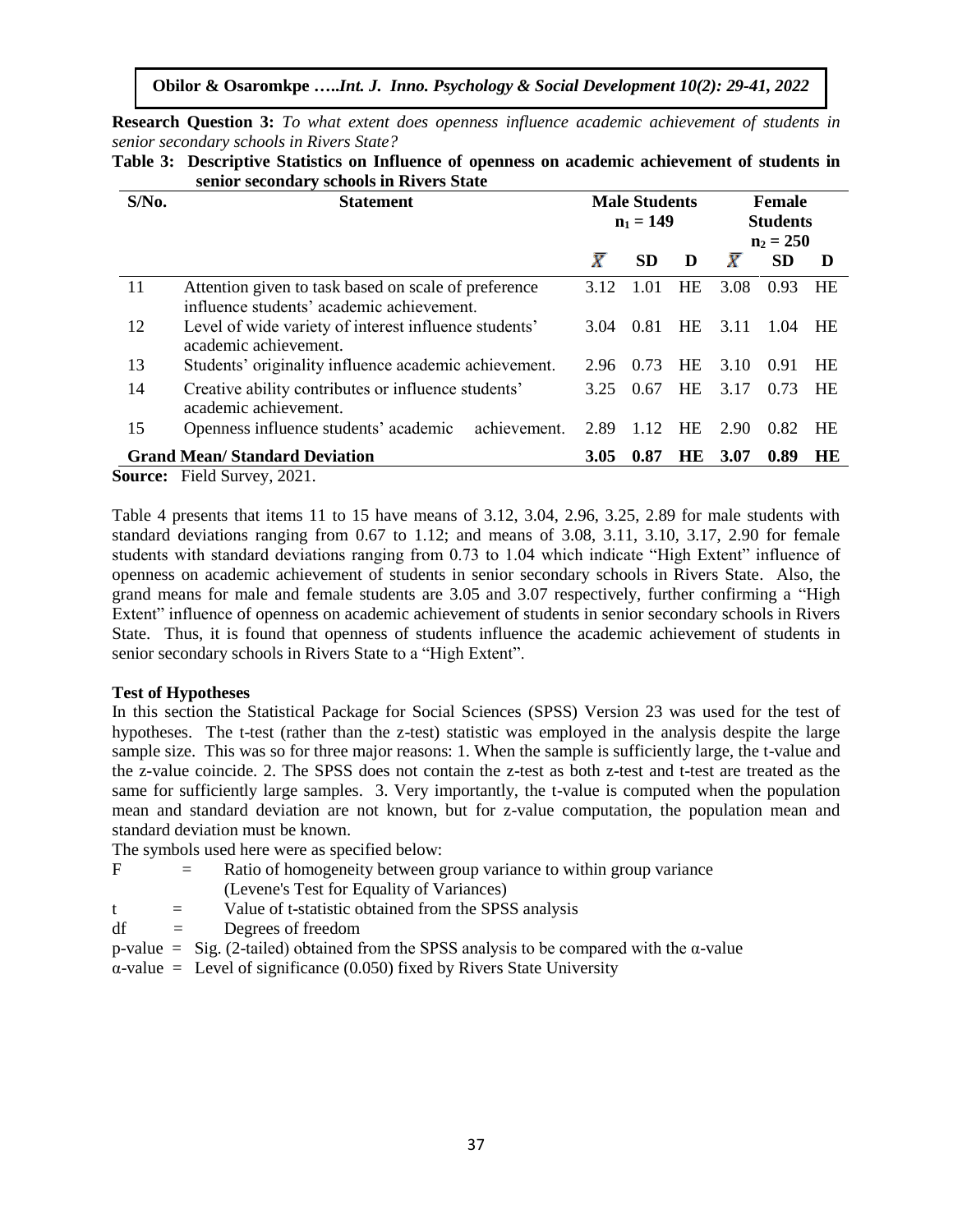**Research Question 3:** *To what extent does openness influence academic achievement of students in senior secondary schools in Rivers State?*

**Table 3: Descriptive Statistics on Influence of openness on academic achievement of students in senior secondary schools in Rivers State**

| S/No. | Statement | Male Students $n_1 = 149$ | | | Female Students $n_2 = 250$ | | |
|---|---|---|---|---|---|---|---|
| | | $\bar{X}$ | SD | D | $\bar{X}$ | SD | D |
| 11 | Attention given to task based on scale of preference influence students' academic achievement. | 3.12 | 1.01 | HE | 3.08 | 0.93 | HE |
| 12 | Level of wide variety of interest influence students' academic achievement. | 3.04 | 0.81 | HE | 3.11 | 1.04 | HE |
| 13 | Students' originality influence academic achievement. | 2.96 | 0.73 | HE | 3.10 | 0.91 | HE |
| 14 | Creative ability contributes or influence students' academic achievement. | 3.25 | 0.67 | HE | 3.17 | 0.73 | HE |
| 15 | Openness influence students' academic achievement. | 2.89 | 1.12 | HE | 2.90 | 0.82 | HE |
| **Grand Mean/ Standard Deviation** | | **3.05** | **0.87** | **HE** | **3.07** | **0.89** | **HE** |

**Source:** Field Survey, 2021.

Table 4 presents that items 11 to 15 have means of 3.12, 3.04, 2.96, 3.25, 2.89 for male students with standard deviations ranging from 0.67 to 1.12; and means of 3.08, 3.11, 3.10, 3.17, 2.90 for female students with standard deviations ranging from 0.73 to 1.04 which indicate "High Extent" influence of openness on academic achievement of students in senior secondary schools in Rivers State. Also, the grand means for male and female students are 3.05 and 3.07 respectively, further confirming a "High Extent" influence of openness on academic achievement of students in senior secondary schools in Rivers State. Thus, it is found that openness of students influence the academic achievement of students in senior secondary schools in Rivers State to a "High Extent".

**Test of Hypotheses**

In this section the Statistical Package for Social Sciences (SPSS) Version 23 was used for the test of hypotheses. The t-test (rather than the z-test) statistic was employed in the analysis despite the large sample size. This was so for three major reasons: 1. When the sample is sufficiently large, the t-value and the z-value coincide. 2. The SPSS does not contain the z-test as both z-test and t-test are treated as the same for sufficiently large samples. 3. Very importantly, the t-value is computed when the population mean and standard deviation are not known, but for z-value computation, the population mean and standard deviation must be known.

The symbols used here were as specified below:

F = Ratio of homogeneity between group variance to within group variance (Levene's Test for Equality of Variances)

t = Value of t-statistic obtained from the SPSS analysis

df = Degrees of freedom

p-value = Sig. (2-tailed) obtained from the SPSS analysis to be compared with the α-value

α-value = Level of significance (0.050) fixed by Rivers State University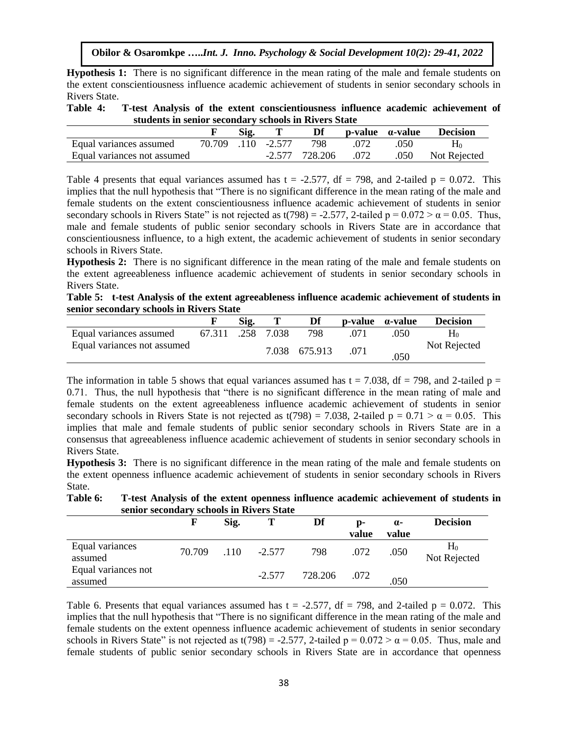**Hypothesis 1:** There is no significant difference in the mean rating of the male and female students on the extent conscientiousness influence academic achievement of students in senior secondary schools in Rivers State.

**Table 4: T-test Analysis of the extent conscientiousness influence academic achievement of students in senior secondary schools in Rivers State**

| | F | Sig. | T | Df | p-value | α-value | Decision |
|---|---|---|---|---|---|---|---|
| Equal variances assumed | 70.709 | .110 | -2.577 | 798 | .072 | .050 | $H_0$ |
| Equal variances not assumed | | | -2.577 | 728.206 | .072 | .050 | Not Rejected |

Table 4 presents that equal variances assumed has t = -2.577, df = 798, and 2-tailed p = 0.072. This implies that the null hypothesis that "There is no significant difference in the mean rating of the male and female students on the extent conscientiousness influence academic achievement of students in senior secondary schools in Rivers State" is not rejected as $t(798) = -2.577$, 2-tailed $p = 0.072 > \alpha = 0.05$. Thus, male and female students of public senior secondary schools in Rivers State are in accordance that conscientiousness influence, to a high extent, the academic achievement of students in senior secondary schools in Rivers State.

**Hypothesis 2:** There is no significant difference in the mean rating of the male and female students on the extent agreeableness influence academic achievement of students in senior secondary schools in Rivers State.

**Table 5: t-test Analysis of the extent agreeableness influence academic achievement of students in senior secondary schools in Rivers State**

| | F | Sig. | T | Df | p-value | α-value | Decision |
|---|---|---|---|---|---|---|---|
| Equal variances assumed | 67.311 | .258 | 7.038 | 798 | .071 | .050 | $H_0$ |
| Equal variances not assumed | | | 7.038 | 675.913 | .071 | .050 | Not Rejected |

The information in table 5 shows that equal variances assumed has t = 7.038, df = 798, and 2-tailed p = 0.71. Thus, the null hypothesis that "there is no significant difference in the mean rating of male and female students on the extent agreeableness influence academic achievement of students in senior secondary schools in Rivers State is not rejected as $t(798) = 7.038$, 2-tailed $p = 0.71 > \alpha = 0.05$. This implies that male and female students of public senior secondary schools in Rivers State are in a consensus that agreeableness influence academic achievement of students in senior secondary schools in Rivers State.

**Hypothesis 3:** There is no significant difference in the mean rating of the male and female students on the extent openness influence academic achievement of students in senior secondary schools in Rivers State.

**Table 6: T-test Analysis of the extent openness influence academic achievement of students in senior secondary schools in Rivers State**

| | F | Sig. | T | Df | p-value | α-value | Decision |
|---|---|---|---|---|---|---|---|
| Equal variances assumed | 70.709 | .110 | -2.577 | 798 | .072 | .050 | $H_0$ Not Rejected |
| Equal variances not assumed | | | -2.577 | 728.206 | .072 | .050 | |

Table 6. Presents that equal variances assumed has t = -2.577, df = 798, and 2-tailed p = 0.072. This implies that the null hypothesis that "There is no significant difference in the mean rating of the male and female students on the extent openness influence academic achievement of students in senior secondary schools in Rivers State" is not rejected as $t(798) = -2.577$, 2-tailed $p = 0.072 > \alpha = 0.05$. Thus, male and female students of public senior secondary schools in Rivers State are in accordance that openness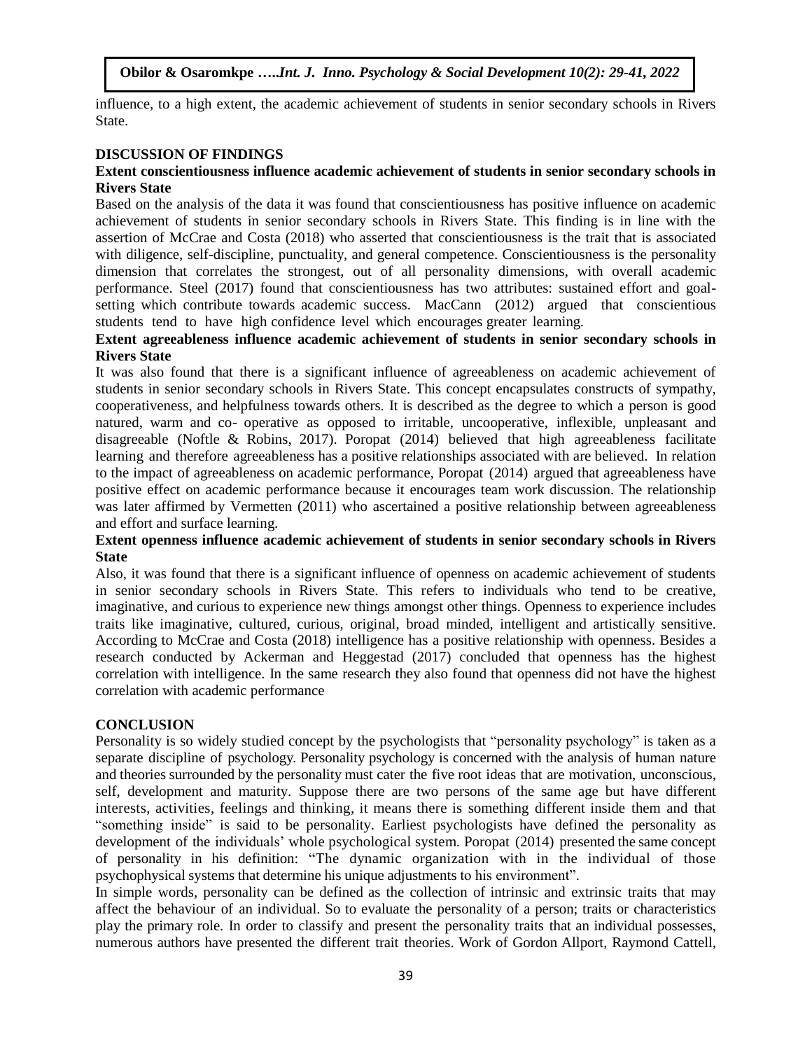influence, to a high extent, the academic achievement of students in senior secondary schools in Rivers State.

## DISCUSSION OF FINDINGS

### Extent conscientiousness influence academic achievement of students in senior secondary schools in Rivers State

Based on the analysis of the data it was found that conscientiousness has positive influence on academic achievement of students in senior secondary schools in Rivers State. This finding is in line with the assertion of McCrae and Costa (2018) who asserted that conscientiousness is the trait that is associated with diligence, self-discipline, punctuality, and general competence. Conscientiousness is the personality dimension that correlates the strongest, out of all personality dimensions, with overall academic performance. Steel (2017) found that conscientiousness has two attributes: sustained effort and goal-setting which contribute towards academic success. MacCann (2012) argued that conscientious students tend to have high confidence level which encourages greater learning.

### Extent agreeableness influence academic achievement of students in senior secondary schools in Rivers State

It was also found that there is a significant influence of agreeableness on academic achievement of students in senior secondary schools in Rivers State. This concept encapsulates constructs of sympathy, cooperativeness, and helpfulness towards others. It is described as the degree to which a person is good natured, warm and co- operative as opposed to irritable, uncooperative, inflexible, unpleasant and disagreeable (Noftle & Robins, 2017). Poropat (2014) believed that high agreeableness facilitate learning and therefore agreeableness has a positive relationships associated with are believed. In relation to the impact of agreeableness on academic performance, Poropat (2014) argued that agreeableness have positive effect on academic performance because it encourages team work discussion. The relationship was later affirmed by Vermetten (2011) who ascertained a positive relationship between agreeableness and effort and surface learning.

### Extent openness influence academic achievement of students in senior secondary schools in Rivers State

Also, it was found that there is a significant influence of openness on academic achievement of students in senior secondary schools in Rivers State. This refers to individuals who tend to be creative, imaginative, and curious to experience new things amongst other things. Openness to experience includes traits like imaginative, cultured, curious, original, broad minded, intelligent and artistically sensitive. According to McCrae and Costa (2018) intelligence has a positive relationship with openness. Besides a research conducted by Ackerman and Heggestad (2017) concluded that openness has the highest correlation with intelligence. In the same research they also found that openness did not have the highest correlation with academic performance

## CONCLUSION

Personality is so widely studied concept by the psychologists that "personality psychology" is taken as a separate discipline of psychology. Personality psychology is concerned with the analysis of human nature and theories surrounded by the personality must cater the five root ideas that are motivation, unconscious, self, development and maturity. Suppose there are two persons of the same age but have different interests, activities, feelings and thinking, it means there is something different inside them and that "something inside" is said to be personality. Earliest psychologists have defined the personality as development of the individuals' whole psychological system. Poropat (2014) presented the same concept of personality in his definition: "The dynamic organization with in the individual of those psychophysical systems that determine his unique adjustments to his environment".

In simple words, personality can be defined as the collection of intrinsic and extrinsic traits that may affect the behaviour of an individual. So to evaluate the personality of a person; traits or characteristics play the primary role. In order to classify and present the personality traits that an individual possesses, numerous authors have presented the different trait theories. Work of Gordon Allport, Raymond Cattell,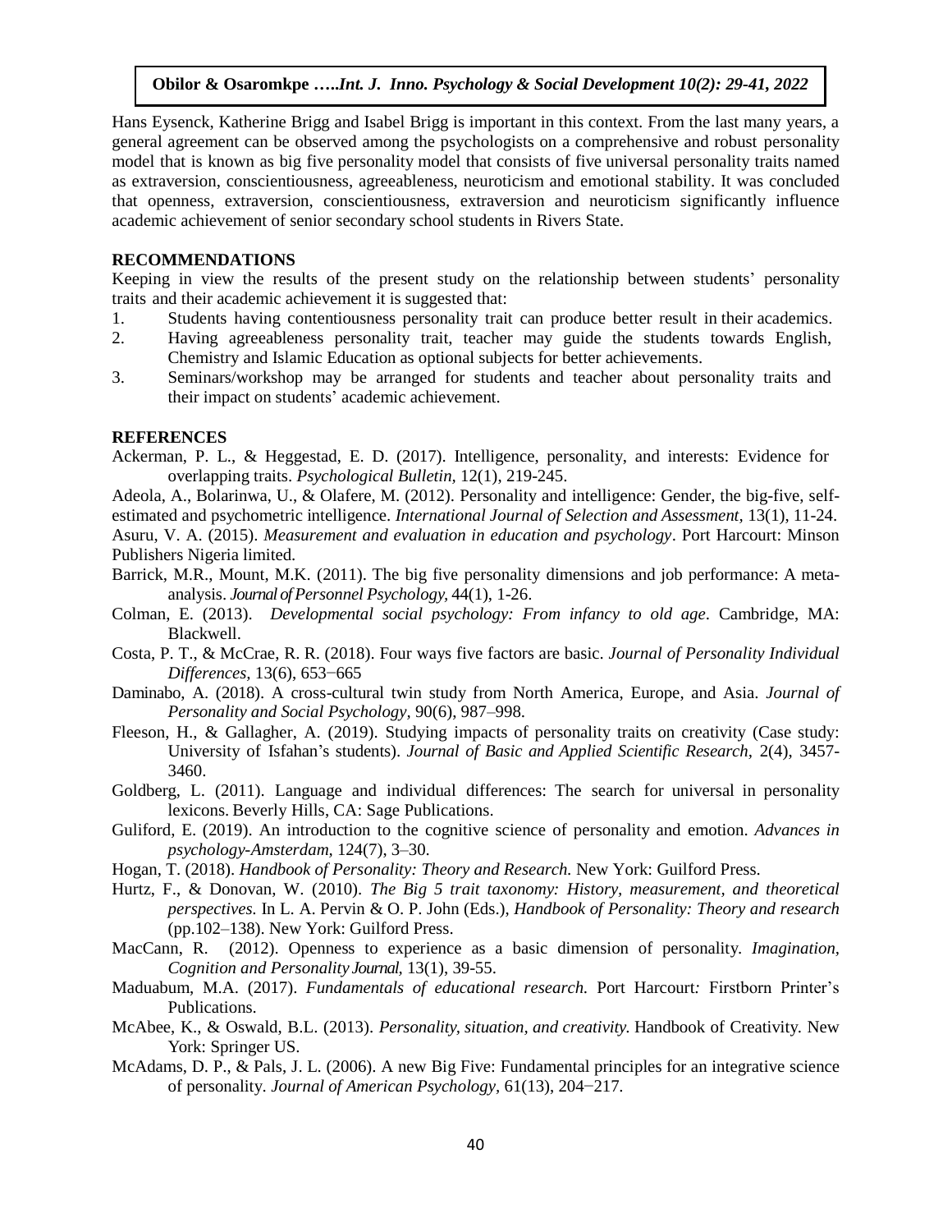Hans Eysenck, Katherine Brigg and Isabel Brigg is important in this context. From the last many years, a general agreement can be observed among the psychologists on a comprehensive and robust personality model that is known as big five personality model that consists of five universal personality traits named as extraversion, conscientiousness, agreeableness, neuroticism and emotional stability. It was concluded that openness, extraversion, conscientiousness, extraversion and neuroticism significantly influence academic achievement of senior secondary school students in Rivers State.

## RECOMMENDATIONS

Keeping in view the results of the present study on the relationship between students' personality traits and their academic achievement it is suggested that:

1. Students having contentiousness personality trait can produce better result in their academics.
2. Having agreeableness personality trait, teacher may guide the students towards English, Chemistry and Islamic Education as optional subjects for better achievements.
3. Seminars/workshop may be arranged for students and teacher about personality traits and their impact on students' academic achievement.

## REFERENCES

Ackerman, P. L., & Heggestad, E. D. (2017). Intelligence, personality, and interests: Evidence for overlapping traits. *Psychological Bulletin,* 12(1), 219-245.

Adeola, A., Bolarinwa, U., & Olafere, M. (2012). Personality and intelligence: Gender, the big-five, self-estimated and psychometric intelligence. *International Journal of Selection and Assessment,* 13(1), 11-24.

Asuru, V. A. (2015). *Measurement and evaluation in education and psychology*. Port Harcourt: Minson Publishers Nigeria limited.

Barrick, M.R., Mount, M.K. (2011). The big five personality dimensions and job performance: A meta-analysis. *Journal of Personnel Psychology,* 44(1), 1-26.

Colman, E. (2013). *Developmental social psychology: From infancy to old age*. Cambridge, MA: Blackwell.

Costa, P. T., & McCrae, R. R. (2018). Four ways five factors are basic. *Journal of Personality Individual Differences,* 13(6), 653−665

Daminabo, A. (2018). A cross-cultural twin study from North America, Europe, and Asia. *Journal of Personality and Social Psychology,* 90(6), 987–998.

Fleeson, H., & Gallagher, A. (2019). Studying impacts of personality traits on creativity (Case study: University of Isfahan's students). *Journal of Basic and Applied Scientific Research*, 2(4), 3457-3460.

Goldberg, L. (2011). Language and individual differences: The search for universal in personality lexicons. Beverly Hills, CA: Sage Publications.

Guliford, E. (2019). An introduction to the cognitive science of personality and emotion. *Advances in psychology-Amsterdam,* 124(7), 3–30.

Hogan, T. (2018). *Handbook of Personality: Theory and Research.* New York: Guilford Press.

Hurtz, F., & Donovan, W. (2010). *The Big 5 trait taxonomy: History, measurement, and theoretical perspectives.* In L. A. Pervin & O. P. John (Eds.), *Handbook of Personality: Theory and research* (pp.102–138). New York: Guilford Press.

MacCann, R. (2012). Openness to experience as a basic dimension of personality. *Imagination, Cognition and Personality Journal,* 13(1), 39-55.

Maduabum, M.A. (2017). *Fundamentals of educational research.* Port Harcourt: Firstborn Printer's Publications.

McAbee, K., & Oswald, B.L. (2013). *Personality, situation, and creativity.* Handbook of Creativity. New York: Springer US.

McAdams, D. P., & Pals, J. L. (2006). A new Big Five: Fundamental principles for an integrative science of personality. *Journal of American Psychology,* 61(13), 204−217.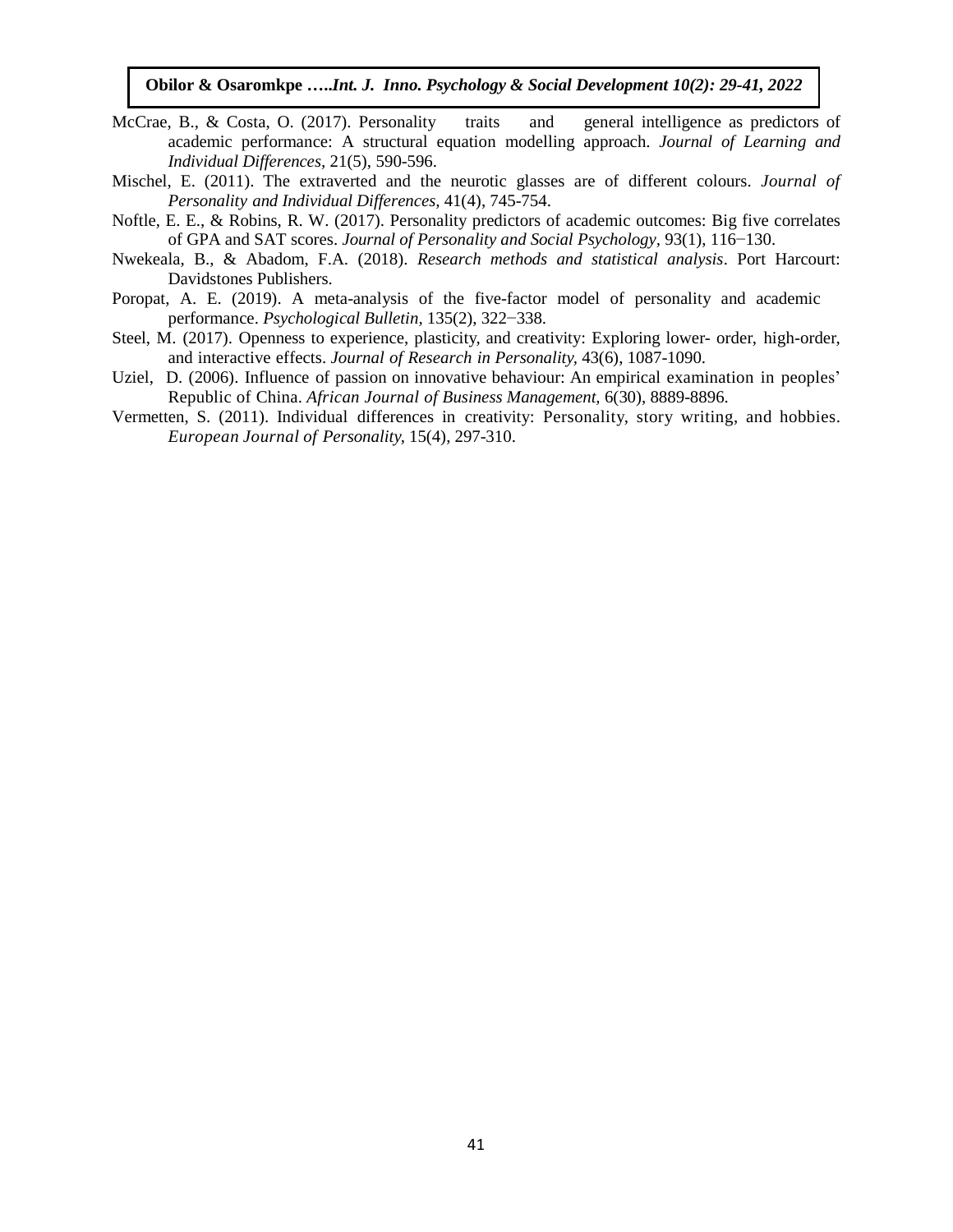McCrae, B., & Costa, O. (2017). Personality traits and general intelligence as predictors of academic performance: A structural equation modelling approach. *Journal of Learning and Individual Differences*, 21(5), 590-596.

Mischel, E. (2011). The extraverted and the neurotic glasses are of different colours. *Journal of Personality and Individual Differences*, 41(4), 745-754.

Noftle, E. E., & Robins, R. W. (2017). Personality predictors of academic outcomes: Big five correlates of GPA and SAT scores. *Journal of Personality and Social Psychology*, 93(1), 116−130.

Nwekeala, B., & Abadom, F.A. (2018). *Research methods and statistical analysis*. Port Harcourt: Davidstones Publishers.

Poropat, A. E. (2019). A meta-analysis of the five-factor model of personality and academic performance. *Psychological Bulletin*, 135(2), 322−338.

Steel, M. (2017). Openness to experience, plasticity, and creativity: Exploring lower- order, high-order, and interactive effects. *Journal of Research in Personality*, 43(6), 1087-1090.

Uziel, D. (2006). Influence of passion on innovative behaviour: An empirical examination in peoples' Republic of China. *African Journal of Business Management*, 6(30), 8889-8896.

Vermetten, S. (2011). Individual differences in creativity: Personality, story writing, and hobbies. *European Journal of Personality*, 15(4), 297-310.